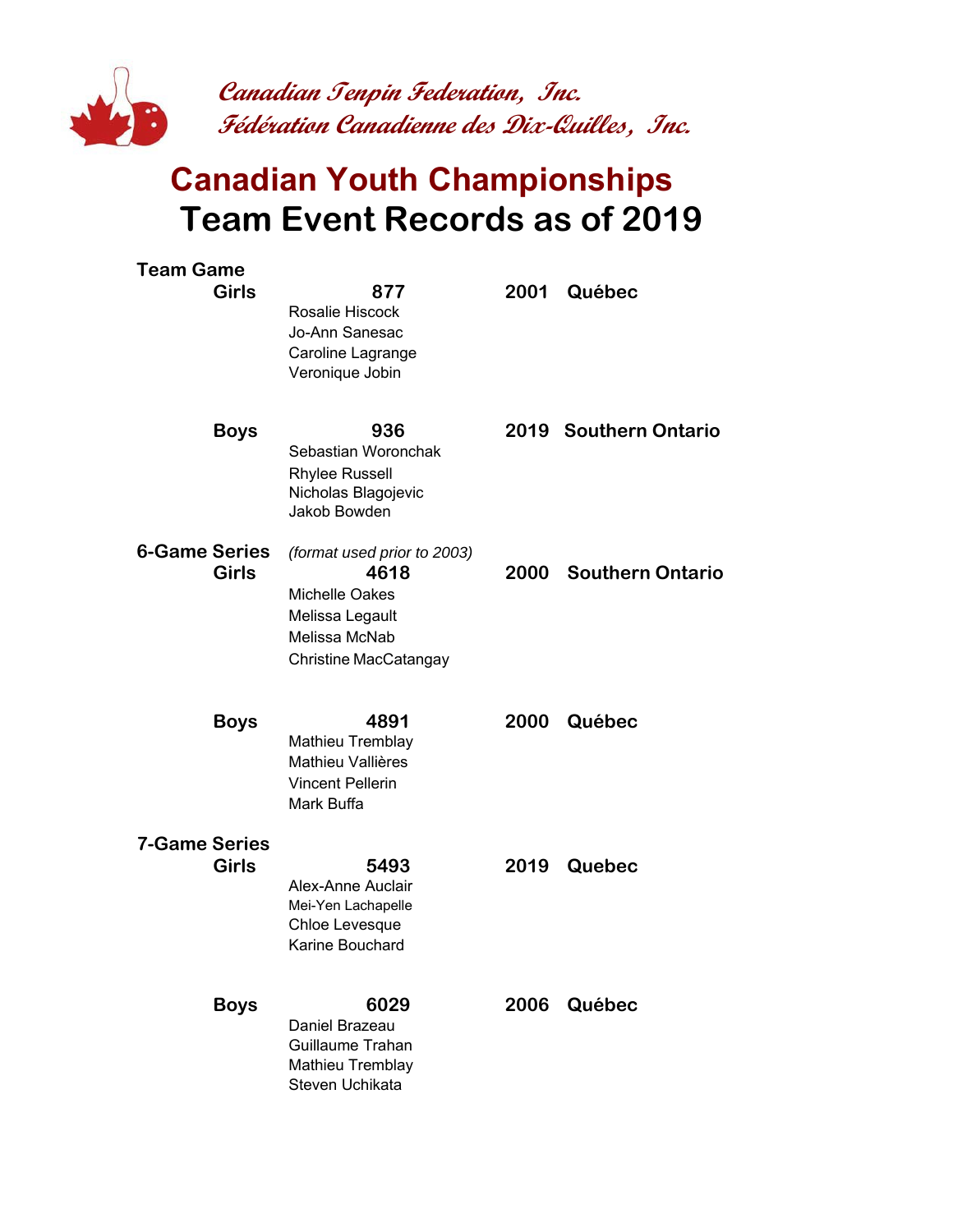*Canadian Tenpin Federation, Inc.*
*Fédération Canadienne des Dix-Quilles, Inc.*

# Canadian Youth Championships
# Team Event Records as of 2019

### Team Game

**Girls** — **877** — **2001** — **Québec**
Rosalie Hiscock
Jo-Ann Sanesac
Caroline Lagrange
Veronique Jobin

**Boys** — **936** — **2019** — **Southern Ontario**
Sebastian Woronchak
Rhylee Russell
Nicholas Blagojevic
Jakob Bowden

### 6-Game Series

*(format used prior to 2003)*

**Girls** — **4618** — **2000** — **Southern Ontario**
Michelle Oakes
Melissa Legault
Melissa McNab
Christine MacCatangay

**Boys** — **4891** — **2000** — **Québec**
Mathieu Tremblay
Mathieu Vallières
Vincent Pellerin
Mark Buffa

### 7-Game Series

**Girls** — **5493** — **2019** — **Quebec**
Alex-Anne Auclair
Mei-Yen Lachapelle
Chloe Levesque
Karine Bouchard

**Boys** — **6029** — **2006** — **Québec**
Daniel Brazeau
Guillaume Trahan
Mathieu Tremblay
Steven Uchikata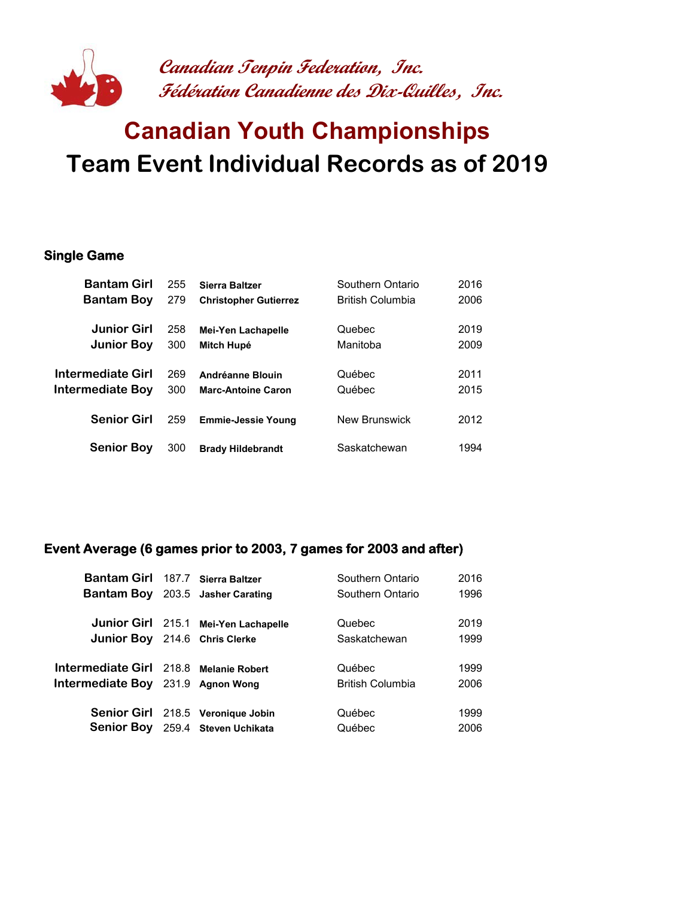*Canadian Tenpin Federation, Inc.*
*Fédération Canadienne des Dix-Quilles, Inc.*

# Canadian Youth Championships
# Team Event Individual Records as of 2019

### Single Game

| Category | Score | Name | Province | Year |
|---|---|---|---|---|
| **Bantam Girl** | 255 | **Sierra Baltzer** | Southern Ontario | 2016 |
| **Bantam Boy** | 279 | **Christopher Gutierrez** | British Columbia | 2006 |
| **Junior Girl** | 258 | **Mei-Yen Lachapelle** | Quebec | 2019 |
| **Junior Boy** | 300 | **Mitch Hupé** | Manitoba | 2009 |
| **Intermediate Girl** | 269 | **Andréanne Blouin** | Québec | 2011 |
| **Intermediate Boy** | 300 | **Marc-Antoine Caron** | Québec | 2015 |
| **Senior Girl** | 259 | **Emmie-Jessie Young** | New Brunswick | 2012 |
| **Senior Boy** | 300 | **Brady Hildebrandt** | Saskatchewan | 1994 |

### Event Average (6 games prior to 2003, 7 games for 2003 and after)

| Category | Average | Name | Province | Year |
|---|---|---|---|---|
| **Bantam Girl** | 187.7 | **Sierra Baltzer** | Southern Ontario | 2016 |
| **Bantam Boy** | 203.5 | **Jasher Carating** | Southern Ontario | 1996 |
| **Junior Girl** | 215.1 | **Mei-Yen Lachapelle** | Quebec | 2019 |
| **Junior Boy** | 214.6 | **Chris Clerke** | Saskatchewan | 1999 |
| **Intermediate Girl** | 218.8 | **Melanie Robert** | Québec | 1999 |
| **Intermediate Boy** | 231.9 | **Agnon Wong** | British Columbia | 2006 |
| **Senior Girl** | 218.5 | **Veronique Jobin** | Québec | 1999 |
| **Senior Boy** | 259.4 | **Steven Uchikata** | Québec | 2006 |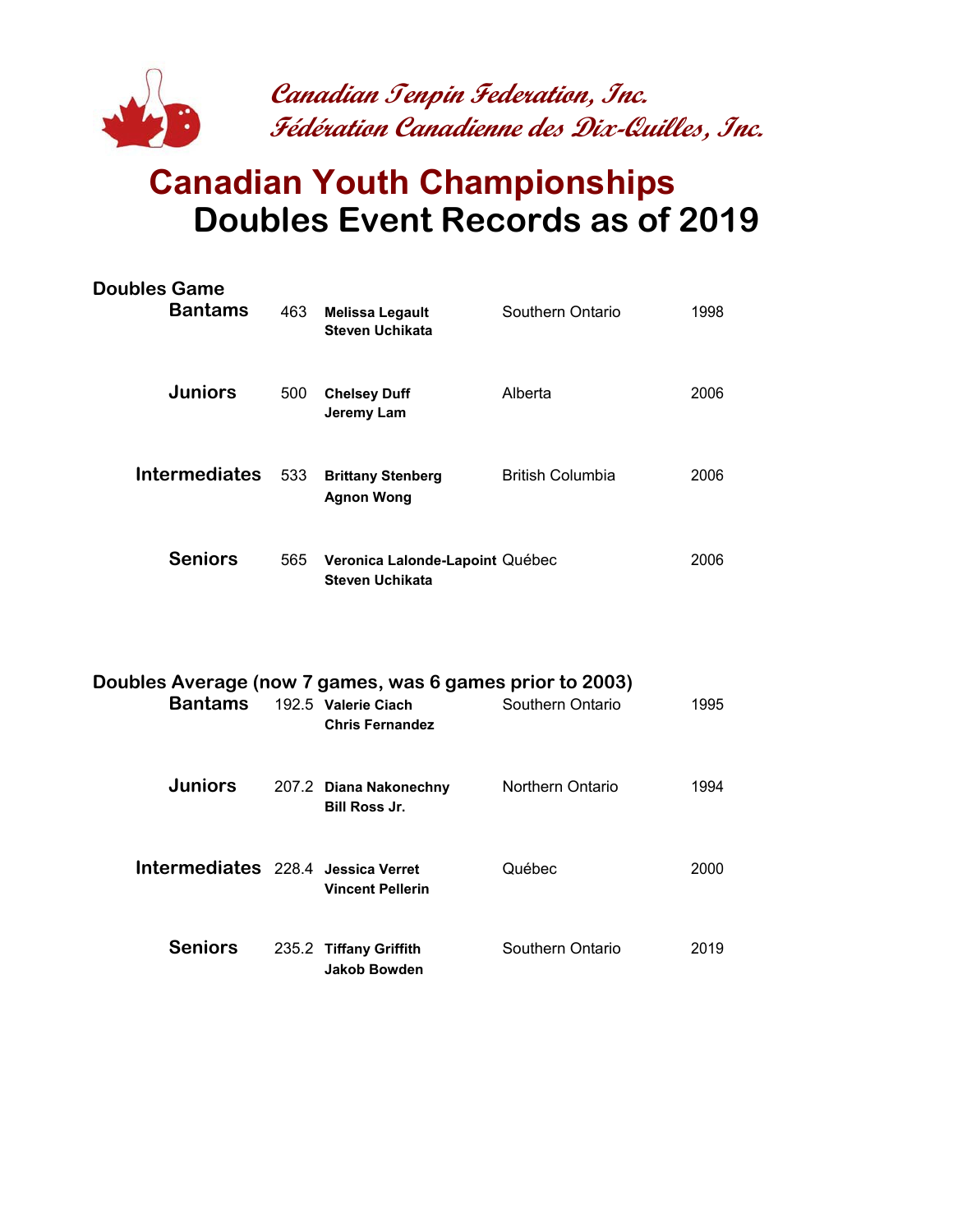Canadian Tenpin Federation, Inc.
Fédération Canadienne des Dix-Quilles, Inc.

# Canadian Youth Championships
# Doubles Event Records as of 2019

## Doubles Game

| Division | Score | Bowlers | Province | Year |
|---|---|---|---|---|
| **Bantams** | 463 | **Melissa Legault**<br>**Steven Uchikata** | Southern Ontario | 1998 |
| **Juniors** | 500 | **Chelsey Duff**<br>**Jeremy Lam** | Alberta | 2006 |
| **Intermediates** | 533 | **Brittany Stenberg**<br>**Agnon Wong** | British Columbia | 2006 |
| **Seniors** | 565 | **Veronica Lalonde-Lapoint**<br>**Steven Uchikata** | Québec | 2006 |

## Doubles Average (now 7 games, was 6 games prior to 2003)

| Division | Average | Bowlers | Province | Year |
|---|---|---|---|---|
| **Bantams** | 192.5 | **Valerie Ciach**<br>**Chris Fernandez** | Southern Ontario | 1995 |
| **Juniors** | 207.2 | **Diana Nakonechny**<br>**Bill Ross Jr.** | Northern Ontario | 1994 |
| **Intermediates** | 228.4 | **Jessica Verret**<br>**Vincent Pellerin** | Québec | 2000 |
| **Seniors** | 235.2 | **Tiffany Griffith**<br>**Jakob Bowden** | Southern Ontario | 2019 |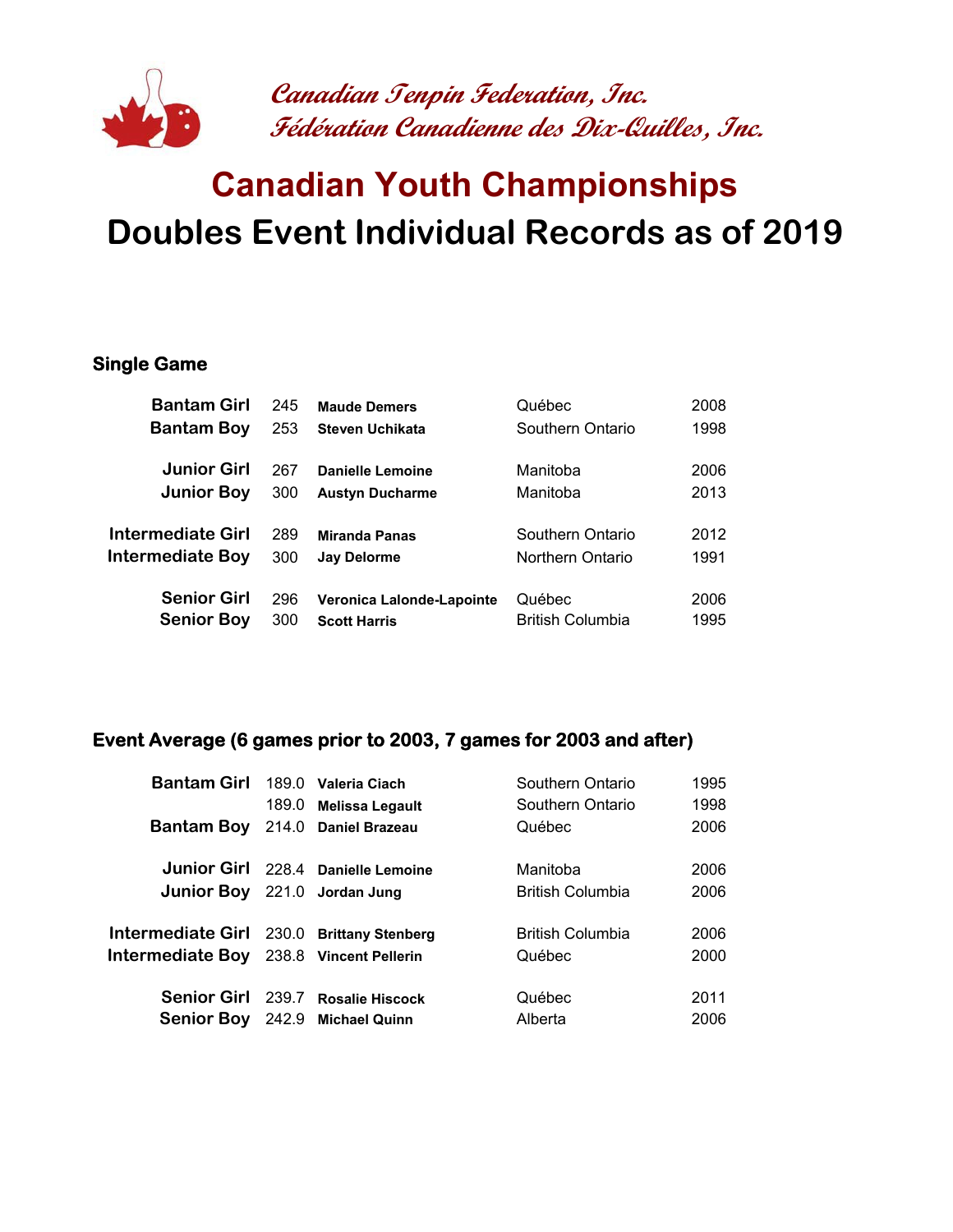*Canadian Tenpin Federation, Inc.*
*Fédération Canadienne des Dix-Quilles, Inc.*

# Canadian Youth Championships
# Doubles Event Individual Records as of 2019

### Single Game

| Category | Score | Name | Province | Year |
|---|---|---|---|---|
| **Bantam Girl** | 245 | **Maude Demers** | Québec | 2008 |
| **Bantam Boy** | 253 | **Steven Uchikata** | Southern Ontario | 1998 |
| **Junior Girl** | 267 | **Danielle Lemoine** | Manitoba | 2006 |
| **Junior Boy** | 300 | **Austyn Ducharme** | Manitoba | 2013 |
| **Intermediate Girl** | 289 | **Miranda Panas** | Southern Ontario | 2012 |
| **Intermediate Boy** | 300 | **Jay Delorme** | Northern Ontario | 1991 |
| **Senior Girl** | 296 | **Veronica Lalonde-Lapointe** | Québec | 2006 |
| **Senior Boy** | 300 | **Scott Harris** | British Columbia | 1995 |

### Event Average (6 games prior to 2003, 7 games for 2003 and after)

| Category | Average | Name | Province | Year |
|---|---|---|---|---|
| **Bantam Girl** | 189.0 | **Valeria Ciach** | Southern Ontario | 1995 |
| | 189.0 | **Melissa Legault** | Southern Ontario | 1998 |
| **Bantam Boy** | 214.0 | **Daniel Brazeau** | Québec | 2006 |
| **Junior Girl** | 228.4 | **Danielle Lemoine** | Manitoba | 2006 |
| **Junior Boy** | 221.0 | **Jordan Jung** | British Columbia | 2006 |
| **Intermediate Girl** | 230.0 | **Brittany Stenberg** | British Columbia | 2006 |
| **Intermediate Boy** | 238.8 | **Vincent Pellerin** | Québec | 2000 |
| **Senior Girl** | 239.7 | **Rosalie Hiscock** | Québec | 2011 |
| **Senior Boy** | 242.9 | **Michael Quinn** | Alberta | 2006 |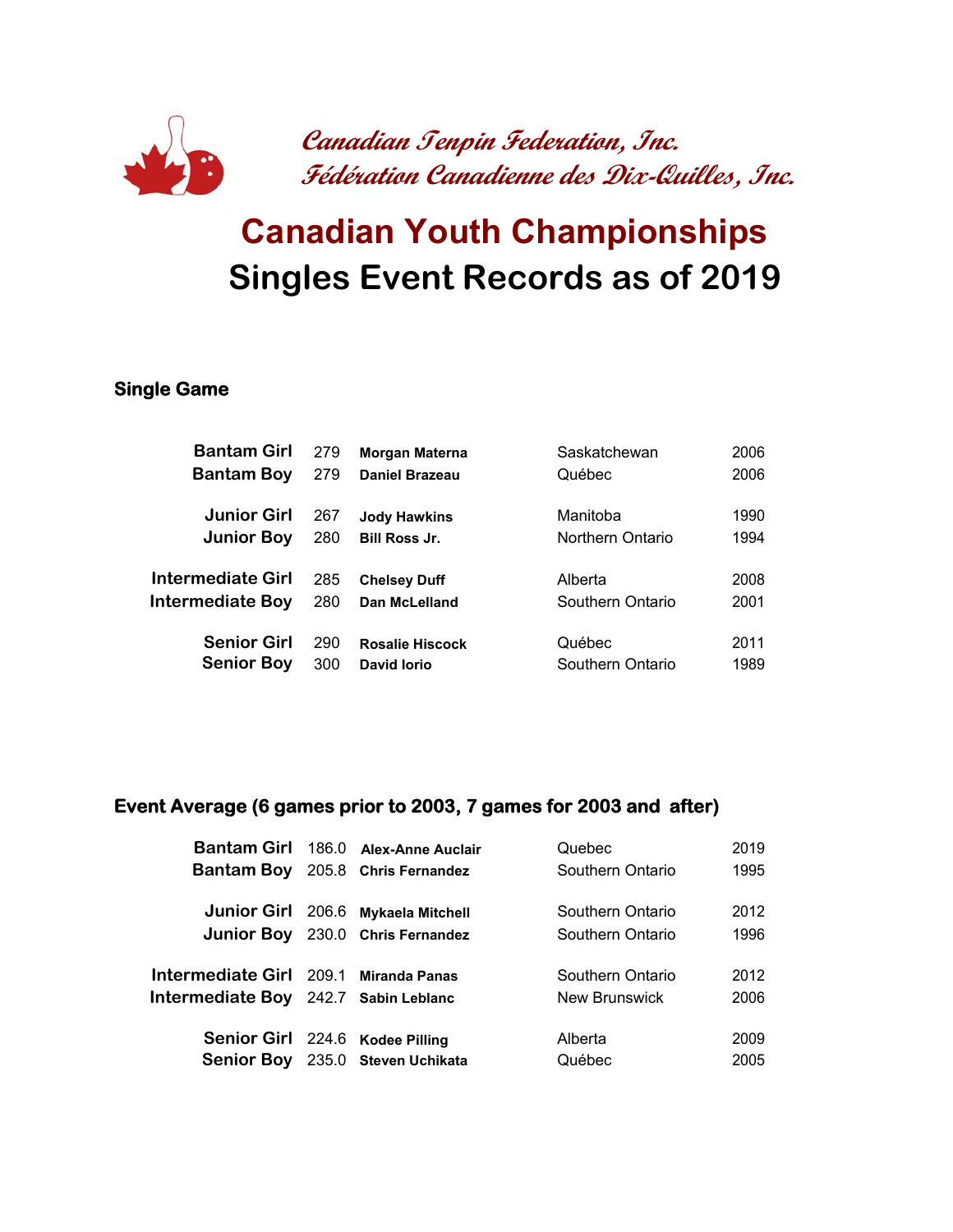*Canadian Tenpin Federation, Inc.*
*Fédération Canadienne des Dix-Quilles, Inc.*

# Canadian Youth Championships
# Singles Event Records as of 2019

### Single Game

| | | | | |
|---|---|---|---|---|
| **Bantam Girl** | 279 | **Morgan Materna** | Saskatchewan | 2006 |
| **Bantam Boy** | 279 | **Daniel Brazeau** | Québec | 2006 |
| **Junior Girl** | 267 | **Jody Hawkins** | Manitoba | 1990 |
| **Junior Boy** | 280 | **Bill Ross Jr.** | Northern Ontario | 1994 |
| **Intermediate Girl** | 285 | **Chelsey Duff** | Alberta | 2008 |
| **Intermediate Boy** | 280 | **Dan McLelland** | Southern Ontario | 2001 |
| **Senior Girl** | 290 | **Rosalie Hiscock** | Québec | 2011 |
| **Senior Boy** | 300 | **David Iorio** | Southern Ontario | 1989 |

### Event Average (6 games prior to 2003, 7 games for 2003 and after)

| | | | | |
|---|---|---|---|---|
| **Bantam Girl** | 186.0 | **Alex-Anne Auclair** | Quebec | 2019 |
| **Bantam Boy** | 205.8 | **Chris Fernandez** | Southern Ontario | 1995 |
| **Junior Girl** | 206.6 | **Mykaela Mitchell** | Southern Ontario | 2012 |
| **Junior Boy** | 230.0 | **Chris Fernandez** | Southern Ontario | 1996 |
| **Intermediate Girl** | 209.1 | **Miranda Panas** | Southern Ontario | 2012 |
| **Intermediate Boy** | 242.7 | **Sabin Leblanc** | New Brunswick | 2006 |
| **Senior Girl** | 224.6 | **Kodee Pilling** | Alberta | 2009 |
| **Senior Boy** | 235.0 | **Steven Uchikata** | Québec | 2005 |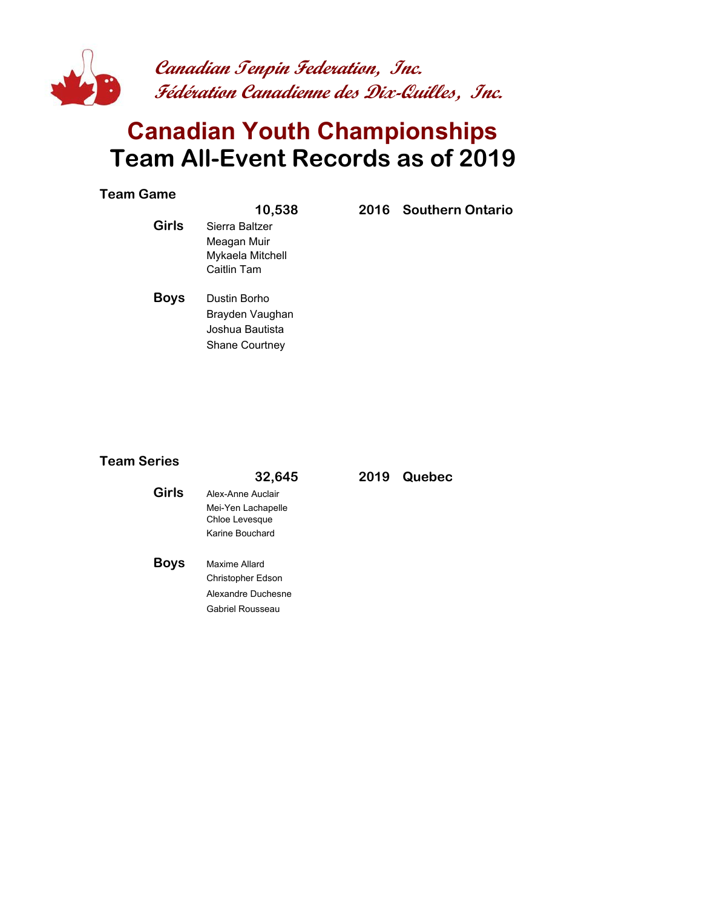*Canadian Tenpin Federation, Inc.*
*Fédération Canadienne des Dix-Quilles, Inc.*

# Canadian Youth Championships
# Team All-Event Records as of 2019

## Team Game

**10,538** **2016** **Southern Ontario**

**Girls**
Sierra Baltzer
Meagan Muir
Mykaela Mitchell
Caitlin Tam

**Boys**
Dustin Borho
Brayden Vaughan
Joshua Bautista
Shane Courtney

## Team Series

**32,645** **2019** **Quebec**

**Girls**
Alex-Anne Auclair
Mei-Yen Lachapelle
Chloe Levesque
Karine Bouchard

**Boys**
Maxime Allard
Christopher Edson
Alexandre Duchesne
Gabriel Rousseau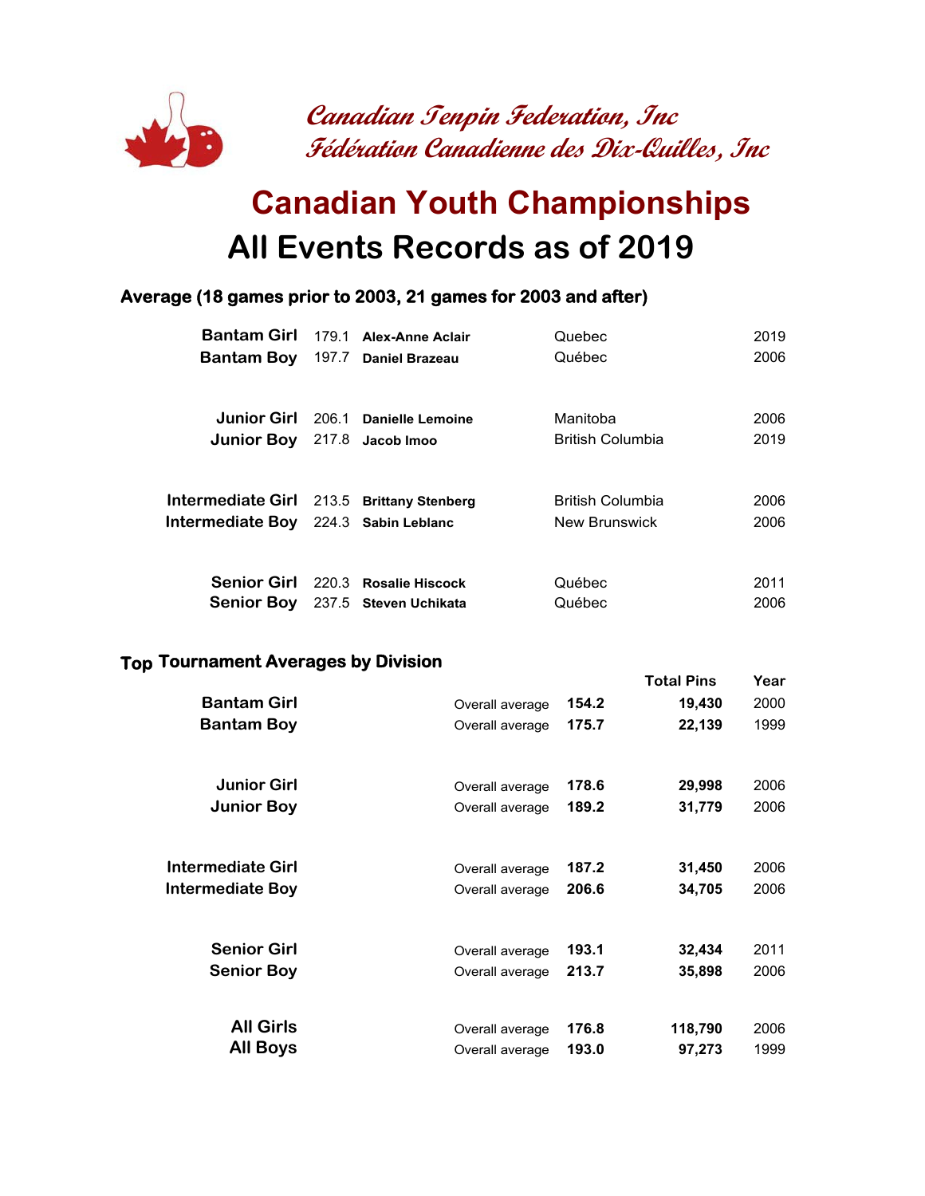*Canadian Tenpin Federation, Inc*
*Fédération Canadienne des Dix-Quilles, Inc*

# Canadian Youth Championships

# All Events Records as of 2019

### Average (18 games prior to 2003, 21 games for 2003 and after)

| | | | | |
|---|---|---|---|---|
| **Bantam Girl** | 179.1 | **Alex-Anne Aclair** | Quebec | 2019 |
| **Bantam Boy** | 197.7 | **Daniel Brazeau** | Québec | 2006 |
| **Junior Girl** | 206.1 | **Danielle Lemoine** | Manitoba | 2006 |
| **Junior Boy** | 217.8 | **Jacob Imoo** | British Columbia | 2019 |
| **Intermediate Girl** | 213.5 | **Brittany Stenberg** | British Columbia | 2006 |
| **Intermediate Boy** | 224.3 | **Sabin Leblanc** | New Brunswick | 2006 |
| **Senior Girl** | 220.3 | **Rosalie Hiscock** | Québec | 2011 |
| **Senior Boy** | 237.5 | **Steven Uchikata** | Québec | 2006 |

### Top Tournament Averages by Division

| | | | **Total Pins** | **Year** |
|---|---|---|---|---|
| **Bantam Girl** | Overall average | **154.2** | **19,430** | 2000 |
| **Bantam Boy** | Overall average | **175.7** | **22,139** | 1999 |
| **Junior Girl** | Overall average | **178.6** | **29,998** | 2006 |
| **Junior Boy** | Overall average | **189.2** | **31,779** | 2006 |
| **Intermediate Girl** | Overall average | **187.2** | **31,450** | 2006 |
| **Intermediate Boy** | Overall average | **206.6** | **34,705** | 2006 |
| **Senior Girl** | Overall average | **193.1** | **32,434** | 2011 |
| **Senior Boy** | Overall average | **213.7** | **35,898** | 2006 |
| **All Girls** | Overall average | **176.8** | **118,790** | 2006 |
| **All Boys** | Overall average | **193.0** | **97,273** | 1999 |